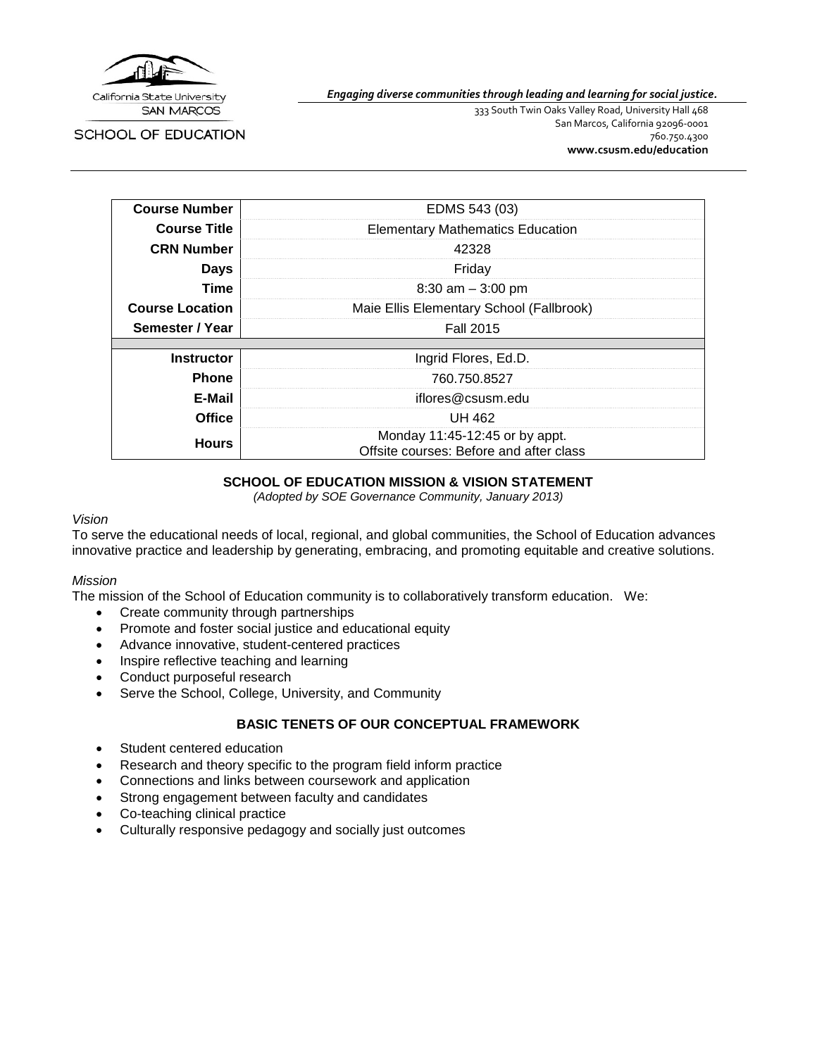California State University SAN MARCOS

SCHOOL OF EDUCATION

***Engaging diverse communities through leading and learning for social justice.***

333 South Twin Oaks Valley Road, University Hall 468
San Marcos, California 92096-0001
760.750.4300
**www.csusm.edu/education**

| | |
|---|---|
| **Course Number** | EDMS 543 (03) |
| **Course Title** | Elementary Mathematics Education |
| **CRN Number** | 42328 |
| **Days** | Friday |
| **Time** | 8:30 am – 3:00 pm |
| **Course Location** | Maie Ellis Elementary School (Fallbrook) |
| **Semester / Year** | Fall 2015 |
| | |
| **Instructor** | Ingrid Flores, Ed.D. |
| **Phone** | 760.750.8527 |
| **E-Mail** | iflores@csusm.edu |
| **Office** | UH 462 |
| **Hours** | Monday 11:45-12:45 or by appt. Offsite courses: Before and after class |

## SCHOOL OF EDUCATION MISSION & VISION STATEMENT

*(Adopted by SOE Governance Community, January 2013)*

*Vision*

To serve the educational needs of local, regional, and global communities, the School of Education advances innovative practice and leadership by generating, embracing, and promoting equitable and creative solutions.

*Mission*

The mission of the School of Education community is to collaboratively transform education. We:

- Create community through partnerships
- Promote and foster social justice and educational equity
- Advance innovative, student-centered practices
- Inspire reflective teaching and learning
- Conduct purposeful research
- Serve the School, College, University, and Community

## BASIC TENETS OF OUR CONCEPTUAL FRAMEWORK

- Student centered education
- Research and theory specific to the program field inform practice
- Connections and links between coursework and application
- Strong engagement between faculty and candidates
- Co-teaching clinical practice
- Culturally responsive pedagogy and socially just outcomes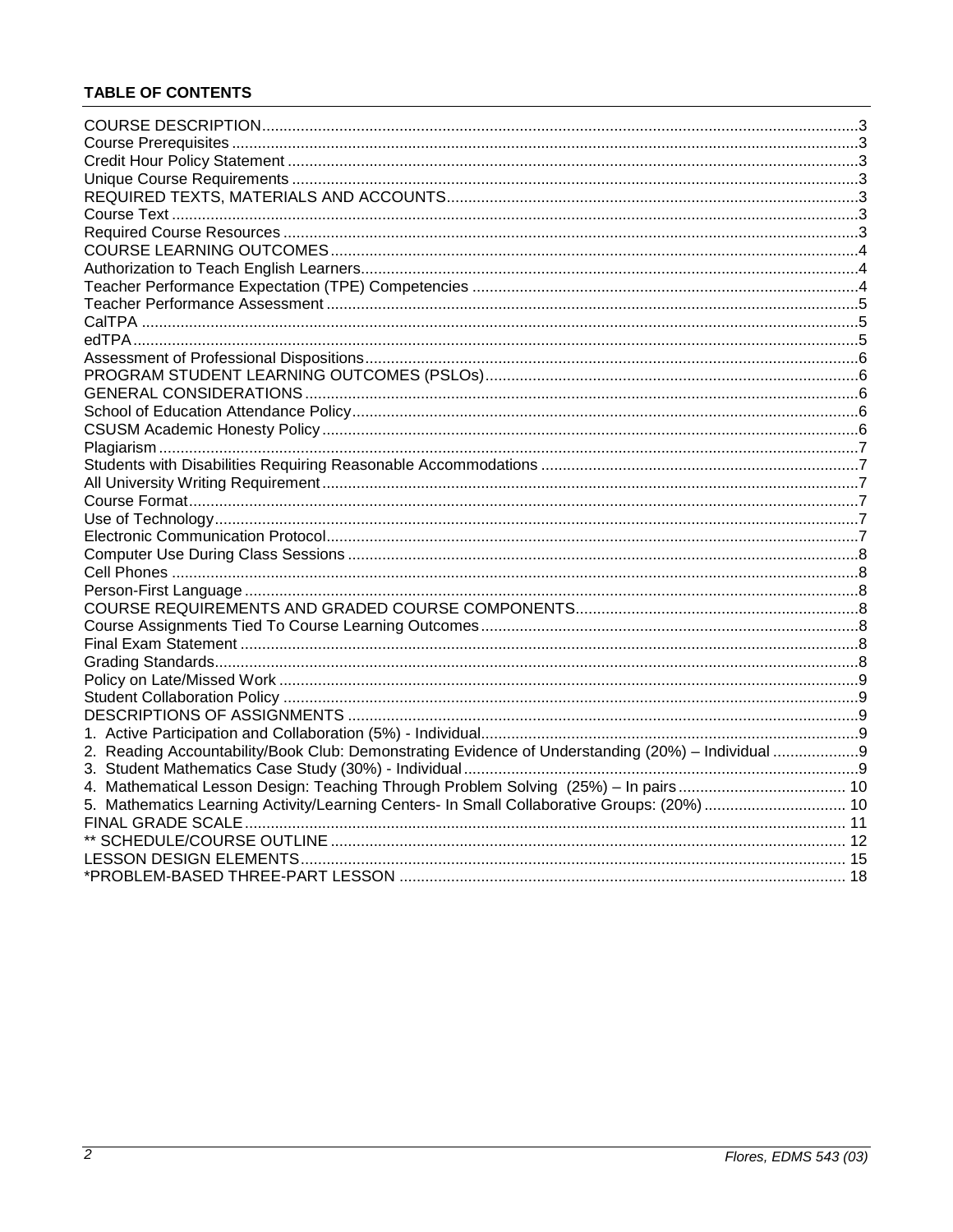**TABLE OF CONTENTS**

| | |
|---|---|
| COURSE DESCRIPTION | 3 |
| Course Prerequisites | 3 |
| Credit Hour Policy Statement | 3 |
| Unique Course Requirements | 3 |
| REQUIRED TEXTS, MATERIALS AND ACCOUNTS | 3 |
| Course Text | 3 |
| Required Course Resources | 3 |
| COURSE LEARNING OUTCOMES | 4 |
| Authorization to Teach English Learners | 4 |
| Teacher Performance Expectation (TPE) Competencies | 4 |
| Teacher Performance Assessment | 5 |
| CalTPA | 5 |
| edTPA | 5 |
| Assessment of Professional Dispositions | 6 |
| PROGRAM STUDENT LEARNING OUTCOMES (PSLOs) | 6 |
| GENERAL CONSIDERATIONS | 6 |
| School of Education Attendance Policy | 6 |
| CSUSM Academic Honesty Policy | 6 |
| Plagiarism | 7 |
| Students with Disabilities Requiring Reasonable Accommodations | 7 |
| All University Writing Requirement | 7 |
| Course Format | 7 |
| Use of Technology | 7 |
| Electronic Communication Protocol | 7 |
| Computer Use During Class Sessions | 8 |
| Cell Phones | 8 |
| Person-First Language | 8 |
| COURSE REQUIREMENTS AND GRADED COURSE COMPONENTS | 8 |
| Course Assignments Tied To Course Learning Outcomes | 8 |
| Final Exam Statement | 8 |
| Grading Standards | 8 |
| Policy on Late/Missed Work | 9 |
| Student Collaboration Policy | 9 |
| DESCRIPTIONS OF ASSIGNMENTS | 9 |
| 1. Active Participation and Collaboration (5%) - Individual | 9 |
| 2. Reading Accountability/Book Club: Demonstrating Evidence of Understanding (20%) – Individual | 9 |
| 3. Student Mathematics Case Study (30%) - Individual | 9 |
| 4. Mathematical Lesson Design: Teaching Through Problem Solving (25%) – In pairs | 10 |
| 5. Mathematics Learning Activity/Learning Centers- In Small Collaborative Groups: (20%) | 10 |
| FINAL GRADE SCALE | 11 |
| ** SCHEDULE/COURSE OUTLINE | 12 |
| LESSON DESIGN ELEMENTS | 15 |
| *PROBLEM-BASED THREE-PART LESSON | 18 |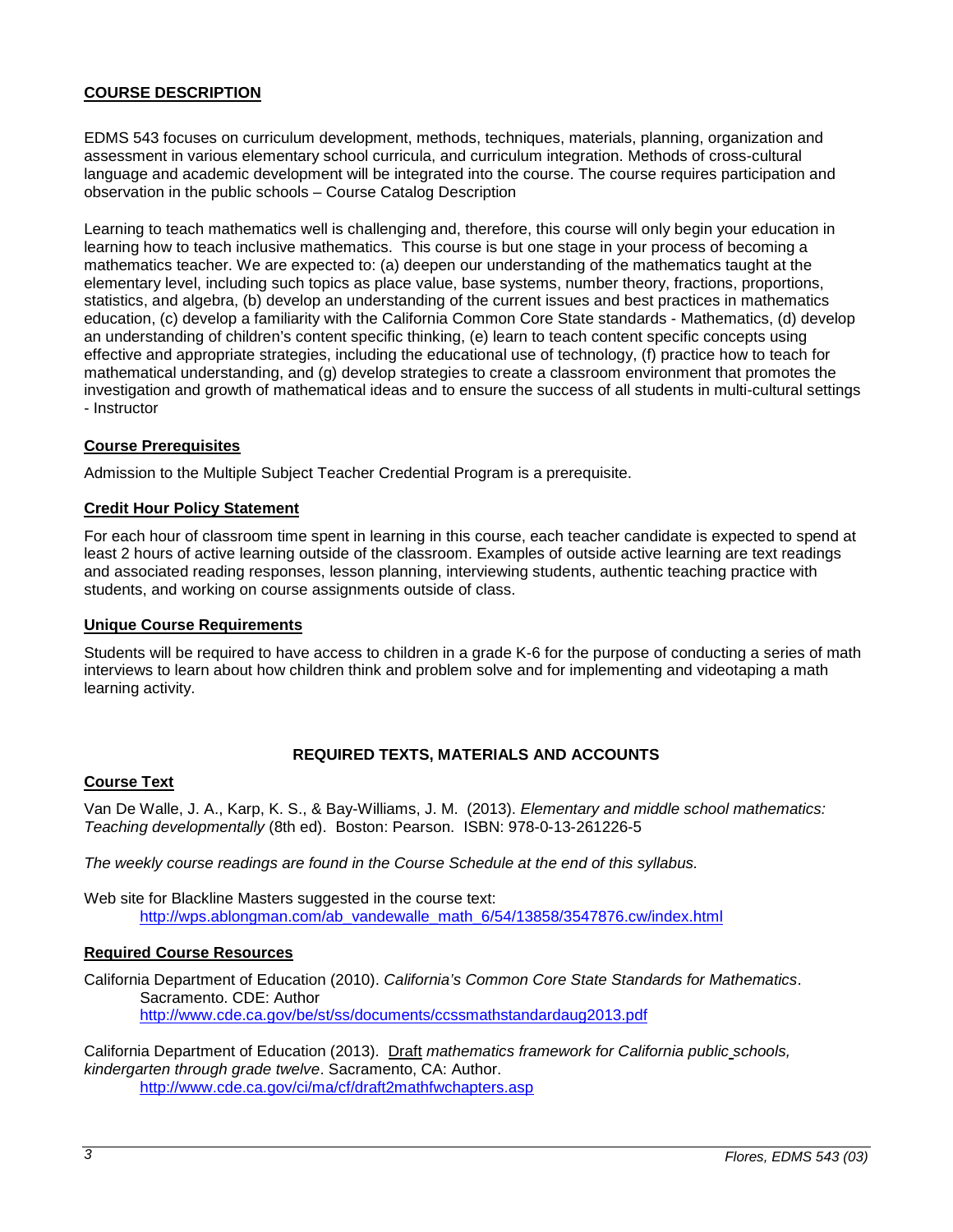## COURSE DESCRIPTION

EDMS 543 focuses on curriculum development, methods, techniques, materials, planning, organization and assessment in various elementary school curricula, and curriculum integration. Methods of cross-cultural language and academic development will be integrated into the course. The course requires participation and observation in the public schools – Course Catalog Description

Learning to teach mathematics well is challenging and, therefore, this course will only begin your education in learning how to teach inclusive mathematics. This course is but one stage in your process of becoming a mathematics teacher. We are expected to: (a) deepen our understanding of the mathematics taught at the elementary level, including such topics as place value, base systems, number theory, fractions, proportions, statistics, and algebra, (b) develop an understanding of the current issues and best practices in mathematics education, (c) develop a familiarity with the California Common Core State standards - Mathematics, (d) develop an understanding of children's content specific thinking, (e) learn to teach content specific concepts using effective and appropriate strategies, including the educational use of technology, (f) practice how to teach for mathematical understanding, and (g) develop strategies to create a classroom environment that promotes the investigation and growth of mathematical ideas and to ensure the success of all students in multi-cultural settings - Instructor

### Course Prerequisites

Admission to the Multiple Subject Teacher Credential Program is a prerequisite.

### Credit Hour Policy Statement

For each hour of classroom time spent in learning in this course, each teacher candidate is expected to spend at least 2 hours of active learning outside of the classroom. Examples of outside active learning are text readings and associated reading responses, lesson planning, interviewing students, authentic teaching practice with students, and working on course assignments outside of class.

### Unique Course Requirements

Students will be required to have access to children in a grade K-6 for the purpose of conducting a series of math interviews to learn about how children think and problem solve and for implementing and videotaping a math learning activity.

## REQUIRED TEXTS, MATERIALS AND ACCOUNTS

### Course Text

Van De Walle, J. A., Karp, K. S., & Bay-Williams, J. M. (2013). *Elementary and middle school mathematics: Teaching developmentally* (8th ed). Boston: Pearson. ISBN: 978-0-13-261226-5

*The weekly course readings are found in the Course Schedule at the end of this syllabus.*

Web site for Blackline Masters suggested in the course text:
http://wps.ablongman.com/ab_vandewalle_math_6/54/13858/3547876.cw/index.html

### Required Course Resources

California Department of Education (2010). *California's Common Core State Standards for Mathematics*. Sacramento. CDE: Author
http://www.cde.ca.gov/be/st/ss/documents/ccssmathstandardaug2013.pdf

California Department of Education (2013). Draft *mathematics framework for California public schools, kindergarten through grade twelve*. Sacramento, CA: Author.
http://www.cde.ca.gov/ci/ma/cf/draft2mathfwchapters.asp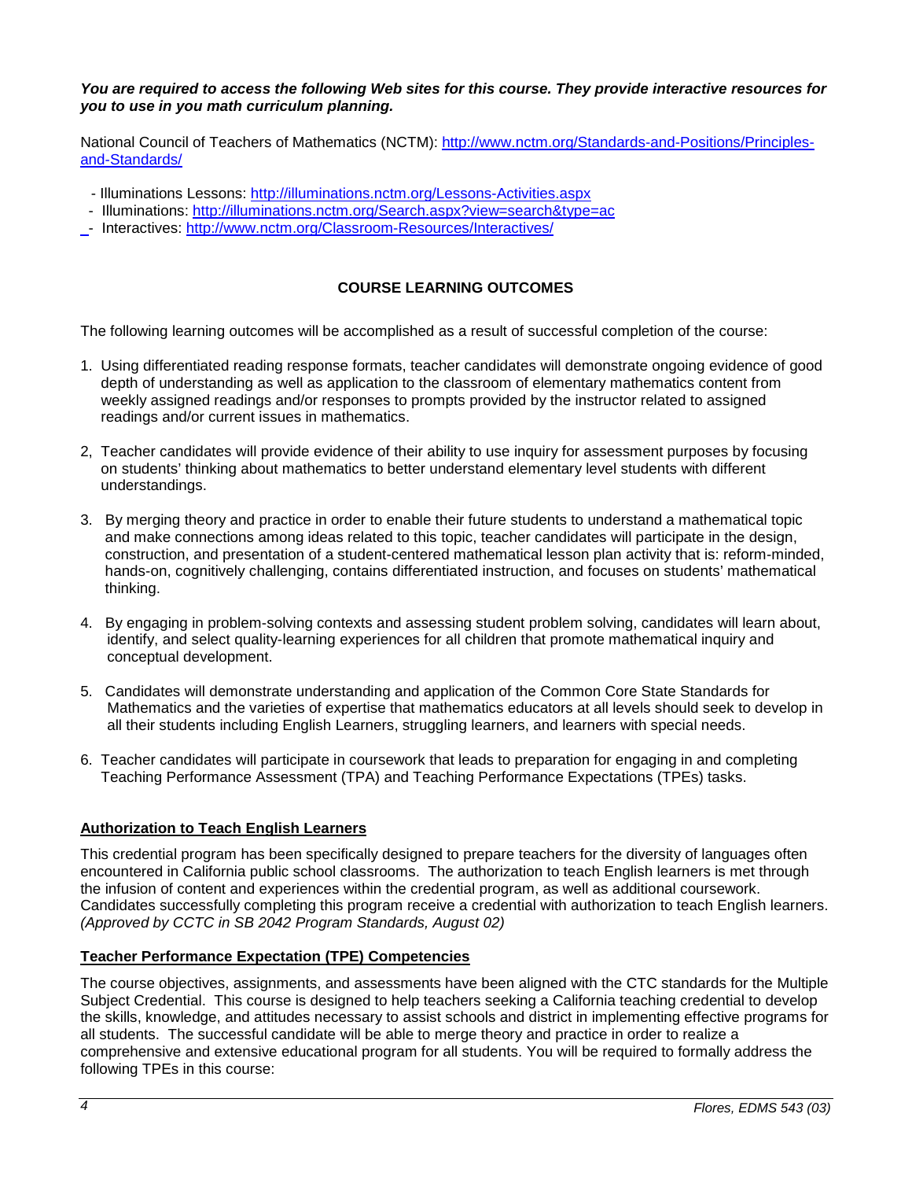***You are required to access the following Web sites for this course. They provide interactive resources for you to use in you math curriculum planning.***

National Council of Teachers of Mathematics (NCTM): [http://www.nctm.org/Standards-and-Positions/Principles-and-Standards/](http://www.nctm.org/Standards-and-Positions/Principles-and-Standards/)

- Illuminations Lessons: [http://illuminations.nctm.org/Lessons-Activities.aspx](http://illuminations.nctm.org/Lessons-Activities.aspx)
- Illuminations: [http://illuminations.nctm.org/Search.aspx?view=search&type=ac](http://illuminations.nctm.org/Search.aspx?view=search&type=ac)
- Interactives: [http://www.nctm.org/Classroom-Resources/Interactives/](http://www.nctm.org/Classroom-Resources/Interactives/)

## COURSE LEARNING OUTCOMES

The following learning outcomes will be accomplished as a result of successful completion of the course:

1. Using differentiated reading response formats, teacher candidates will demonstrate ongoing evidence of good depth of understanding as well as application to the classroom of elementary mathematics content from weekly assigned readings and/or responses to prompts provided by the instructor related to assigned readings and/or current issues in mathematics.

2, Teacher candidates will provide evidence of their ability to use inquiry for assessment purposes by focusing on students' thinking about mathematics to better understand elementary level students with different understandings.

3. By merging theory and practice in order to enable their future students to understand a mathematical topic and make connections among ideas related to this topic, teacher candidates will participate in the design, construction, and presentation of a student-centered mathematical lesson plan activity that is: reform-minded, hands-on, cognitively challenging, contains differentiated instruction, and focuses on students' mathematical thinking.

4. By engaging in problem-solving contexts and assessing student problem solving, candidates will learn about, identify, and select quality-learning experiences for all children that promote mathematical inquiry and conceptual development.

5. Candidates will demonstrate understanding and application of the Common Core State Standards for Mathematics and the varieties of expertise that mathematics educators at all levels should seek to develop in all their students including English Learners, struggling learners, and learners with special needs.

6. Teacher candidates will participate in coursework that leads to preparation for engaging in and completing Teaching Performance Assessment (TPA) and Teaching Performance Expectations (TPEs) tasks.

### Authorization to Teach English Learners

This credential program has been specifically designed to prepare teachers for the diversity of languages often encountered in California public school classrooms. The authorization to teach English learners is met through the infusion of content and experiences within the credential program, as well as additional coursework. Candidates successfully completing this program receive a credential with authorization to teach English learners. *(Approved by CCTC in SB 2042 Program Standards, August 02)*

### Teacher Performance Expectation (TPE) Competencies

The course objectives, assignments, and assessments have been aligned with the CTC standards for the Multiple Subject Credential. This course is designed to help teachers seeking a California teaching credential to develop the skills, knowledge, and attitudes necessary to assist schools and district in implementing effective programs for all students. The successful candidate will be able to merge theory and practice in order to realize a comprehensive and extensive educational program for all students. You will be required to formally address the following TPEs in this course: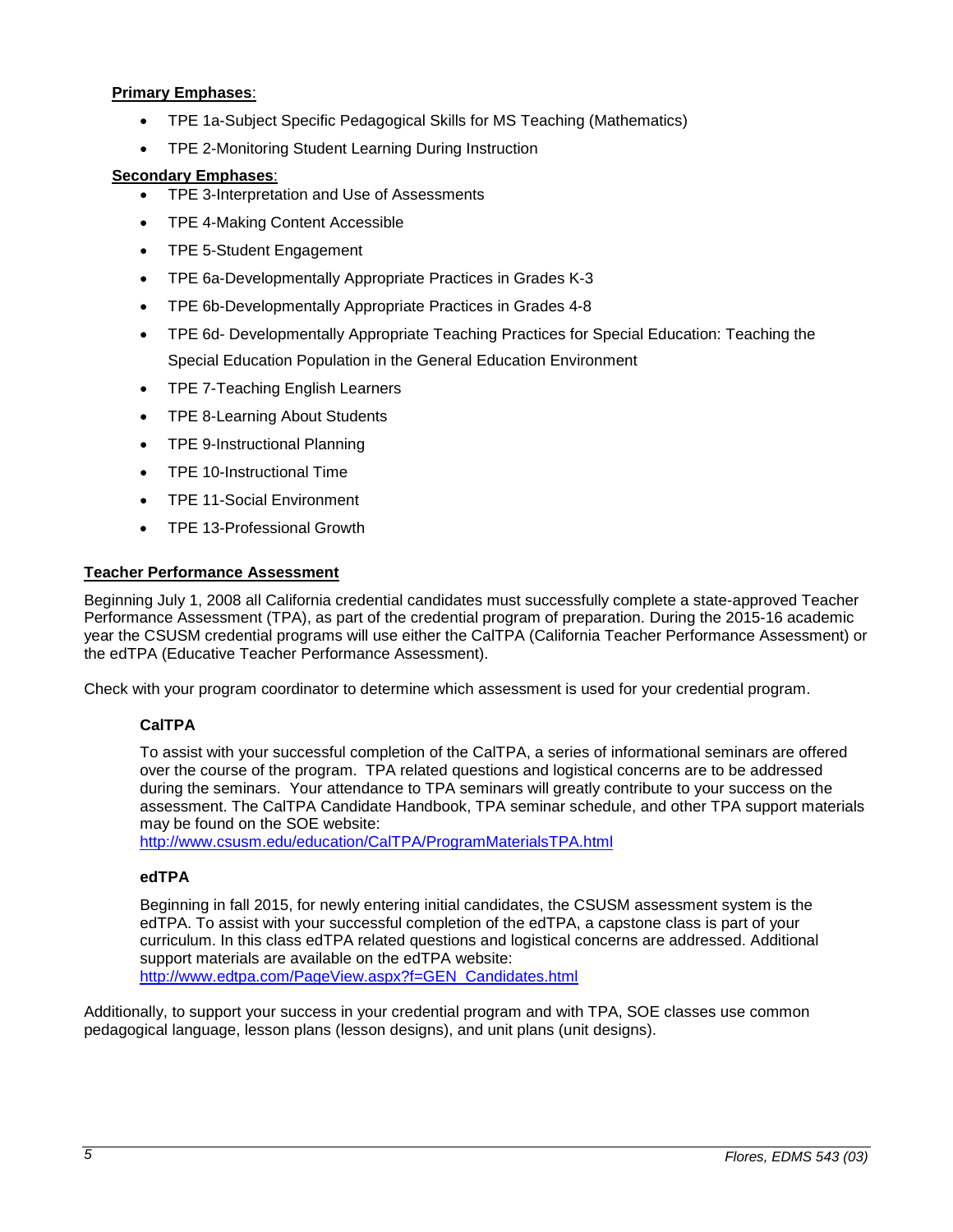**Primary Emphases**:

- TPE 1a-Subject Specific Pedagogical Skills for MS Teaching (Mathematics)
- TPE 2-Monitoring Student Learning During Instruction

**Secondary Emphases**:

- TPE 3-Interpretation and Use of Assessments
- TPE 4-Making Content Accessible
- TPE 5-Student Engagement
- TPE 6a-Developmentally Appropriate Practices in Grades K-3
- TPE 6b-Developmentally Appropriate Practices in Grades 4-8
- TPE 6d- Developmentally Appropriate Teaching Practices for Special Education: Teaching the Special Education Population in the General Education Environment
- TPE 7-Teaching English Learners
- TPE 8-Learning About Students
- TPE 9-Instructional Planning
- TPE 10-Instructional Time
- TPE 11-Social Environment
- TPE 13-Professional Growth

## Teacher Performance Assessment

Beginning July 1, 2008 all California credential candidates must successfully complete a state-approved Teacher Performance Assessment (TPA), as part of the credential program of preparation. During the 2015-16 academic year the CSUSM credential programs will use either the CalTPA (California Teacher Performance Assessment) or the edTPA (Educative Teacher Performance Assessment).

Check with your program coordinator to determine which assessment is used for your credential program.

### CalTPA

To assist with your successful completion of the CalTPA, a series of informational seminars are offered over the course of the program. TPA related questions and logistical concerns are to be addressed during the seminars. Your attendance to TPA seminars will greatly contribute to your success on the assessment. The CalTPA Candidate Handbook, TPA seminar schedule, and other TPA support materials may be found on the SOE website:
http://www.csusm.edu/education/CalTPA/ProgramMaterialsTPA.html

### edTPA

Beginning in fall 2015, for newly entering initial candidates, the CSUSM assessment system is the edTPA. To assist with your successful completion of the edTPA, a capstone class is part of your curriculum. In this class edTPA related questions and logistical concerns are addressed. Additional support materials are available on the edTPA website:
http://www.edtpa.com/PageView.aspx?f=GEN_Candidates.html

Additionally, to support your success in your credential program and with TPA, SOE classes use common pedagogical language, lesson plans (lesson designs), and unit plans (unit designs).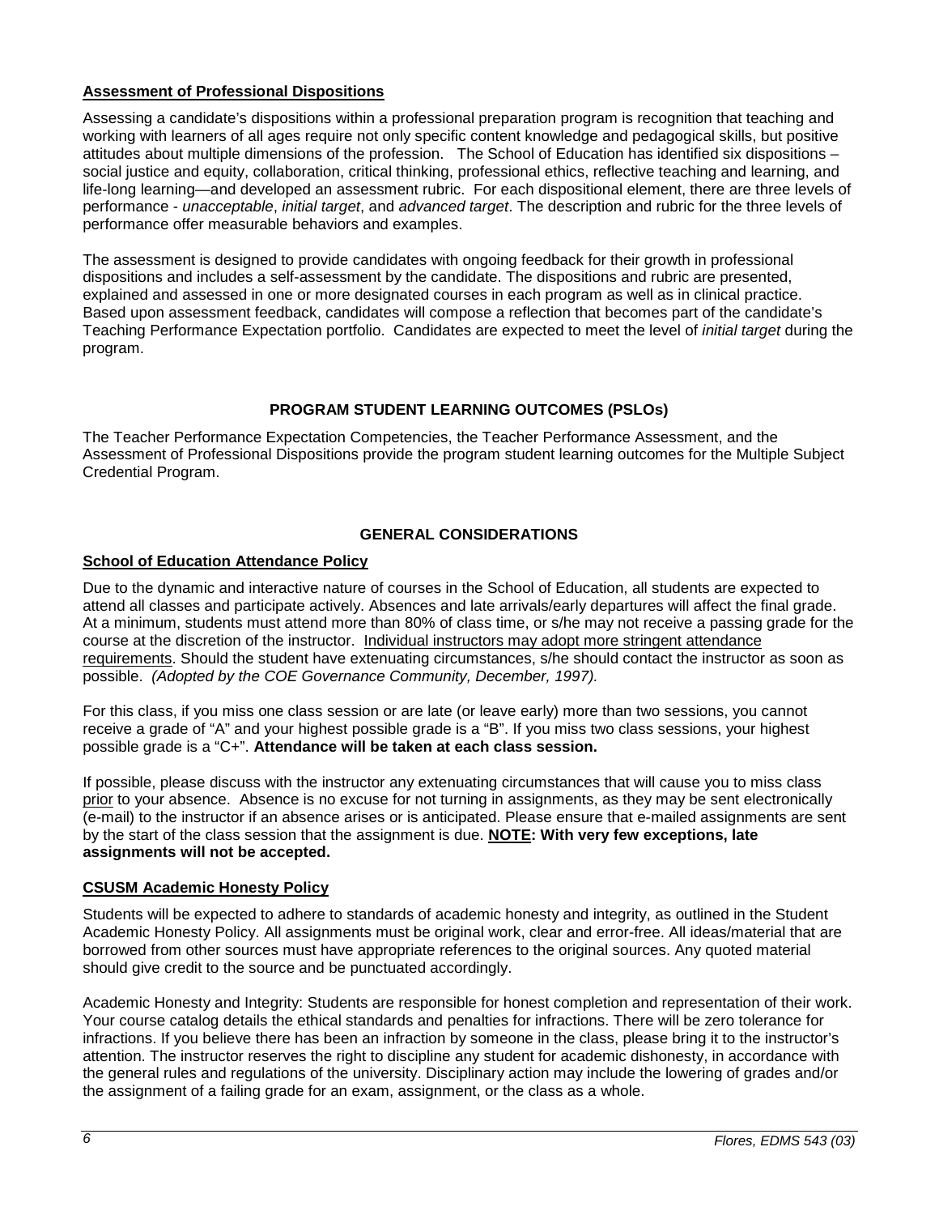**Assessment of Professional Dispositions**

Assessing a candidate's dispositions within a professional preparation program is recognition that teaching and working with learners of all ages require not only specific content knowledge and pedagogical skills, but positive attitudes about multiple dimensions of the profession. The School of Education has identified six dispositions – social justice and equity, collaboration, critical thinking, professional ethics, reflective teaching and learning, and life-long learning—and developed an assessment rubric. For each dispositional element, there are three levels of performance - *unacceptable*, *initial target*, and *advanced target*. The description and rubric for the three levels of performance offer measurable behaviors and examples.

The assessment is designed to provide candidates with ongoing feedback for their growth in professional dispositions and includes a self-assessment by the candidate. The dispositions and rubric are presented, explained and assessed in one or more designated courses in each program as well as in clinical practice. Based upon assessment feedback, candidates will compose a reflection that becomes part of the candidate's Teaching Performance Expectation portfolio. Candidates are expected to meet the level of *initial target* during the program.

## PROGRAM STUDENT LEARNING OUTCOMES (PSLOs)

The Teacher Performance Expectation Competencies, the Teacher Performance Assessment, and the Assessment of Professional Dispositions provide the program student learning outcomes for the Multiple Subject Credential Program.

## GENERAL CONSIDERATIONS

**School of Education Attendance Policy**

Due to the dynamic and interactive nature of courses in the School of Education, all students are expected to attend all classes and participate actively. Absences and late arrivals/early departures will affect the final grade. At a minimum, students must attend more than 80% of class time, or s/he may not receive a passing grade for the course at the discretion of the instructor. Individual instructors may adopt more stringent attendance requirements. Should the student have extenuating circumstances, s/he should contact the instructor as soon as possible. *(Adopted by the COE Governance Community, December, 1997).*

For this class, if you miss one class session or are late (or leave early) more than two sessions, you cannot receive a grade of "A" and your highest possible grade is a "B". If you miss two class sessions, your highest possible grade is a "C+". **Attendance will be taken at each class session.**

If possible, please discuss with the instructor any extenuating circumstances that will cause you to miss class prior to your absence. Absence is no excuse for not turning in assignments, as they may be sent electronically (e-mail) to the instructor if an absence arises or is anticipated. Please ensure that e-mailed assignments are sent by the start of the class session that the assignment is due. **NOTE: With very few exceptions, late assignments will not be accepted.**

**CSUSM Academic Honesty Policy**

Students will be expected to adhere to standards of academic honesty and integrity, as outlined in the Student Academic Honesty Policy. All assignments must be original work, clear and error-free. All ideas/material that are borrowed from other sources must have appropriate references to the original sources. Any quoted material should give credit to the source and be punctuated accordingly.

Academic Honesty and Integrity: Students are responsible for honest completion and representation of their work. Your course catalog details the ethical standards and penalties for infractions. There will be zero tolerance for infractions. If you believe there has been an infraction by someone in the class, please bring it to the instructor's attention. The instructor reserves the right to discipline any student for academic dishonesty, in accordance with the general rules and regulations of the university. Disciplinary action may include the lowering of grades and/or the assignment of a failing grade for an exam, assignment, or the class as a whole.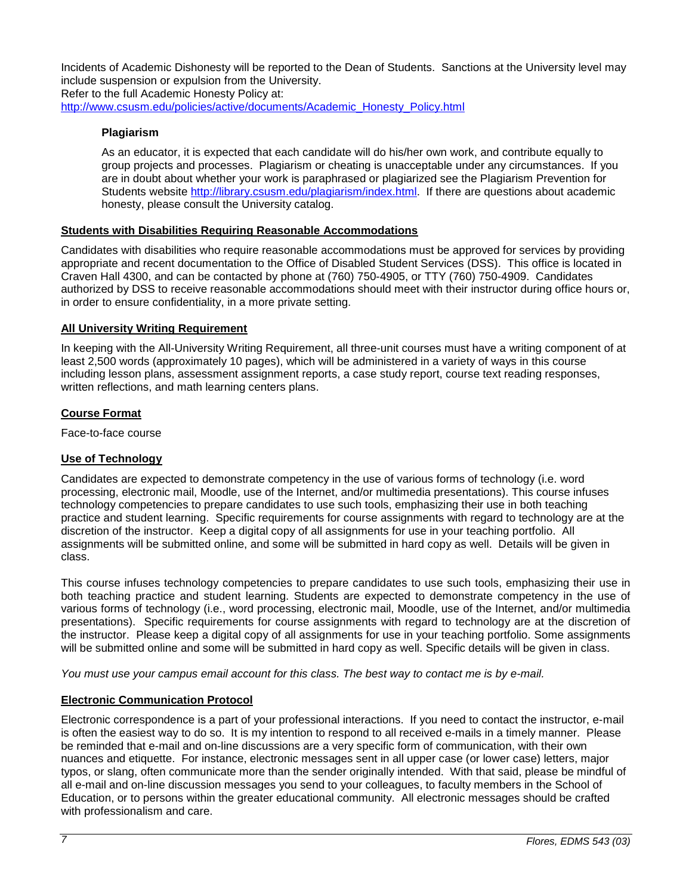Incidents of Academic Dishonesty will be reported to the Dean of Students. Sanctions at the University level may include suspension or expulsion from the University.
Refer to the full Academic Honesty Policy at:
http://www.csusm.edu/policies/active/documents/Academic_Honesty_Policy.html

### Plagiarism

As an educator, it is expected that each candidate will do his/her own work, and contribute equally to group projects and processes. Plagiarism or cheating is unacceptable under any circumstances. If you are in doubt about whether your work is paraphrased or plagiarized see the Plagiarism Prevention for Students website http://library.csusm.edu/plagiarism/index.html. If there are questions about academic honesty, please consult the University catalog.

## Students with Disabilities Requiring Reasonable Accommodations

Candidates with disabilities who require reasonable accommodations must be approved for services by providing appropriate and recent documentation to the Office of Disabled Student Services (DSS). This office is located in Craven Hall 4300, and can be contacted by phone at (760) 750-4905, or TTY (760) 750-4909. Candidates authorized by DSS to receive reasonable accommodations should meet with their instructor during office hours or, in order to ensure confidentiality, in a more private setting.

## All University Writing Requirement

In keeping with the All-University Writing Requirement, all three-unit courses must have a writing component of at least 2,500 words (approximately 10 pages), which will be administered in a variety of ways in this course including lesson plans, assessment assignment reports, a case study report, course text reading responses, written reflections, and math learning centers plans.

## Course Format

Face-to-face course

## Use of Technology

Candidates are expected to demonstrate competency in the use of various forms of technology (i.e. word processing, electronic mail, Moodle, use of the Internet, and/or multimedia presentations). This course infuses technology competencies to prepare candidates to use such tools, emphasizing their use in both teaching practice and student learning. Specific requirements for course assignments with regard to technology are at the discretion of the instructor. Keep a digital copy of all assignments for use in your teaching portfolio. All assignments will be submitted online, and some will be submitted in hard copy as well. Details will be given in class.

This course infuses technology competencies to prepare candidates to use such tools, emphasizing their use in both teaching practice and student learning. Students are expected to demonstrate competency in the use of various forms of technology (i.e., word processing, electronic mail, Moodle, use of the Internet, and/or multimedia presentations). Specific requirements for course assignments with regard to technology are at the discretion of the instructor. Please keep a digital copy of all assignments for use in your teaching portfolio. Some assignments will be submitted online and some will be submitted in hard copy as well. Specific details will be given in class.

*You must use your campus email account for this class. The best way to contact me is by e-mail.*

## Electronic Communication Protocol

Electronic correspondence is a part of your professional interactions. If you need to contact the instructor, e-mail is often the easiest way to do so. It is my intention to respond to all received e-mails in a timely manner. Please be reminded that e-mail and on-line discussions are a very specific form of communication, with their own nuances and etiquette. For instance, electronic messages sent in all upper case (or lower case) letters, major typos, or slang, often communicate more than the sender originally intended. With that said, please be mindful of all e-mail and on-line discussion messages you send to your colleagues, to faculty members in the School of Education, or to persons within the greater educational community. All electronic messages should be crafted with professionalism and care.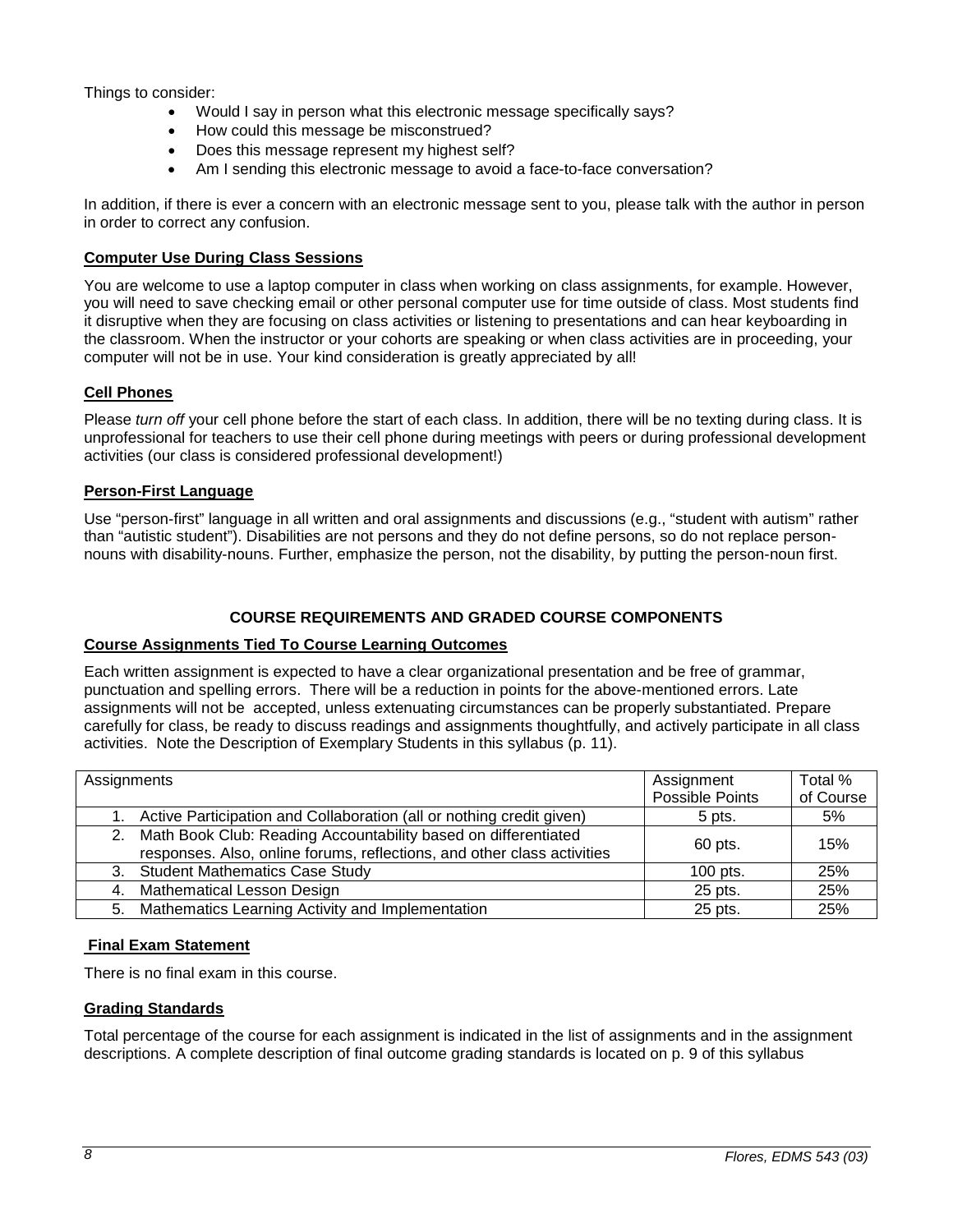Things to consider:

- Would I say in person what this electronic message specifically says?
- How could this message be misconstrued?
- Does this message represent my highest self?
- Am I sending this electronic message to avoid a face-to-face conversation?

In addition, if there is ever a concern with an electronic message sent to you, please talk with the author in person in order to correct any confusion.

**Computer Use During Class Sessions**

You are welcome to use a laptop computer in class when working on class assignments, for example. However, you will need to save checking email or other personal computer use for time outside of class. Most students find it disruptive when they are focusing on class activities or listening to presentations and can hear keyboarding in the classroom. When the instructor or your cohorts are speaking or when class activities are in proceeding, your computer will not be in use. Your kind consideration is greatly appreciated by all!

**Cell Phones**

Please *turn off* your cell phone before the start of each class. In addition, there will be no texting during class. It is unprofessional for teachers to use their cell phone during meetings with peers or during professional development activities (our class is considered professional development!)

**Person-First Language**

Use "person-first" language in all written and oral assignments and discussions (e.g., "student with autism" rather than "autistic student"). Disabilities are not persons and they do not define persons, so do not replace person-nouns with disability-nouns. Further, emphasize the person, not the disability, by putting the person-noun first.

## COURSE REQUIREMENTS AND GRADED COURSE COMPONENTS

**Course Assignments Tied To Course Learning Outcomes**

Each written assignment is expected to have a clear organizational presentation and be free of grammar, punctuation and spelling errors. There will be a reduction in points for the above-mentioned errors. Late assignments will not be accepted, unless extenuating circumstances can be properly substantiated. Prepare carefully for class, be ready to discuss readings and assignments thoughtfully, and actively participate in all class activities. Note the Description of Exemplary Students in this syllabus (p. 11).

| Assignments | Assignment Possible Points | Total % of Course |
|---|---|---|
| 1. Active Participation and Collaboration (all or nothing credit given) | 5 pts. | 5% |
| 2. Math Book Club: Reading Accountability based on differentiated responses. Also, online forums, reflections, and other class activities | 60 pts. | 15% |
| 3. Student Mathematics Case Study | 100 pts. | 25% |
| 4. Mathematical Lesson Design | 25 pts. | 25% |
| 5. Mathematics Learning Activity and Implementation | 25 pts. | 25% |

**Final Exam Statement**

There is no final exam in this course.

**Grading Standards**

Total percentage of the course for each assignment is indicated in the list of assignments and in the assignment descriptions. A complete description of final outcome grading standards is located on p. 9 of this syllabus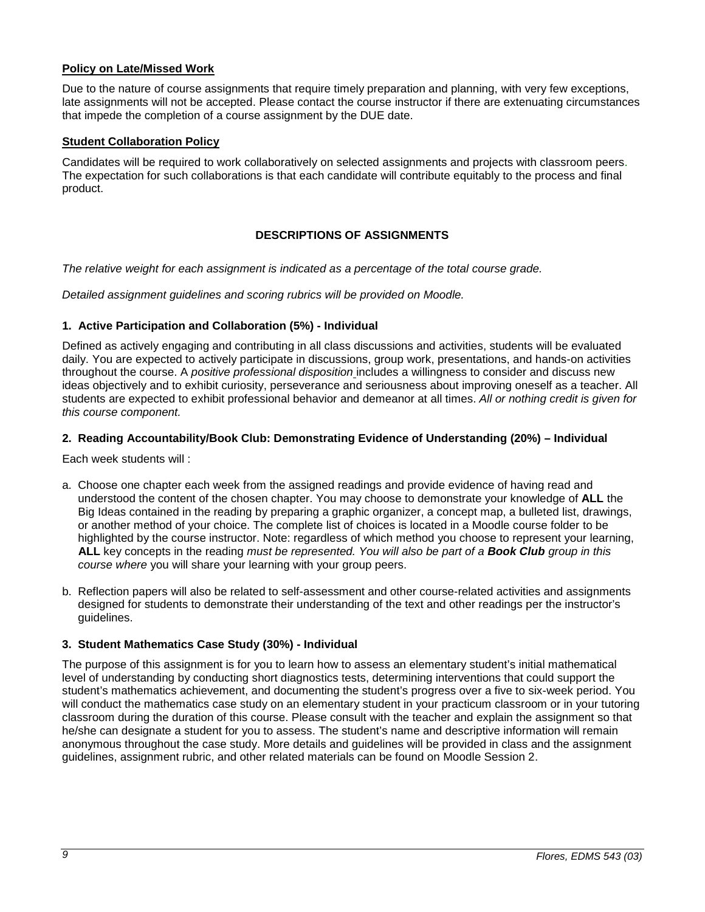**Policy on Late/Missed Work**

Due to the nature of course assignments that require timely preparation and planning, with very few exceptions, late assignments will not be accepted. Please contact the course instructor if there are extenuating circumstances that impede the completion of a course assignment by the DUE date.

**Student Collaboration Policy**

Candidates will be required to work collaboratively on selected assignments and projects with classroom peers. The expectation for such collaborations is that each candidate will contribute equitably to the process and final product.

## DESCRIPTIONS OF ASSIGNMENTS

*The relative weight for each assignment is indicated as a percentage of the total course grade.*

*Detailed assignment guidelines and scoring rubrics will be provided on Moodle.*

### 1. Active Participation and Collaboration (5%) - Individual

Defined as actively engaging and contributing in all class discussions and activities, students will be evaluated daily. You are expected to actively participate in discussions, group work, presentations, and hands-on activities throughout the course. A *positive professional disposition* includes a willingness to consider and discuss new ideas objectively and to exhibit curiosity, perseverance and seriousness about improving oneself as a teacher. All students are expected to exhibit professional behavior and demeanor at all times. *All or nothing credit is given for this course component.*

### 2. Reading Accountability/Book Club: Demonstrating Evidence of Understanding (20%) – Individual

Each week students will :

a. Choose one chapter each week from the assigned readings and provide evidence of having read and understood the content of the chosen chapter. You may choose to demonstrate your knowledge of **ALL** the Big Ideas contained in the reading by preparing a graphic organizer, a concept map, a bulleted list, drawings, or another method of your choice. The complete list of choices is located in a Moodle course folder to be highlighted by the course instructor. Note: regardless of which method you choose to represent your learning, **ALL** key concepts in the reading *must be represented. You will also be part of a **Book Club** group in this course where* you will share your learning with your group peers.

b. Reflection papers will also be related to self-assessment and other course-related activities and assignments designed for students to demonstrate their understanding of the text and other readings per the instructor's guidelines.

### 3. Student Mathematics Case Study (30%) - Individual

The purpose of this assignment is for you to learn how to assess an elementary student's initial mathematical level of understanding by conducting short diagnostics tests, determining interventions that could support the student's mathematics achievement, and documenting the student's progress over a five to six-week period. You will conduct the mathematics case study on an elementary student in your practicum classroom or in your tutoring classroom during the duration of this course. Please consult with the teacher and explain the assignment so that he/she can designate a student for you to assess. The student's name and descriptive information will remain anonymous throughout the case study. More details and guidelines will be provided in class and the assignment guidelines, assignment rubric, and other related materials can be found on Moodle Session 2.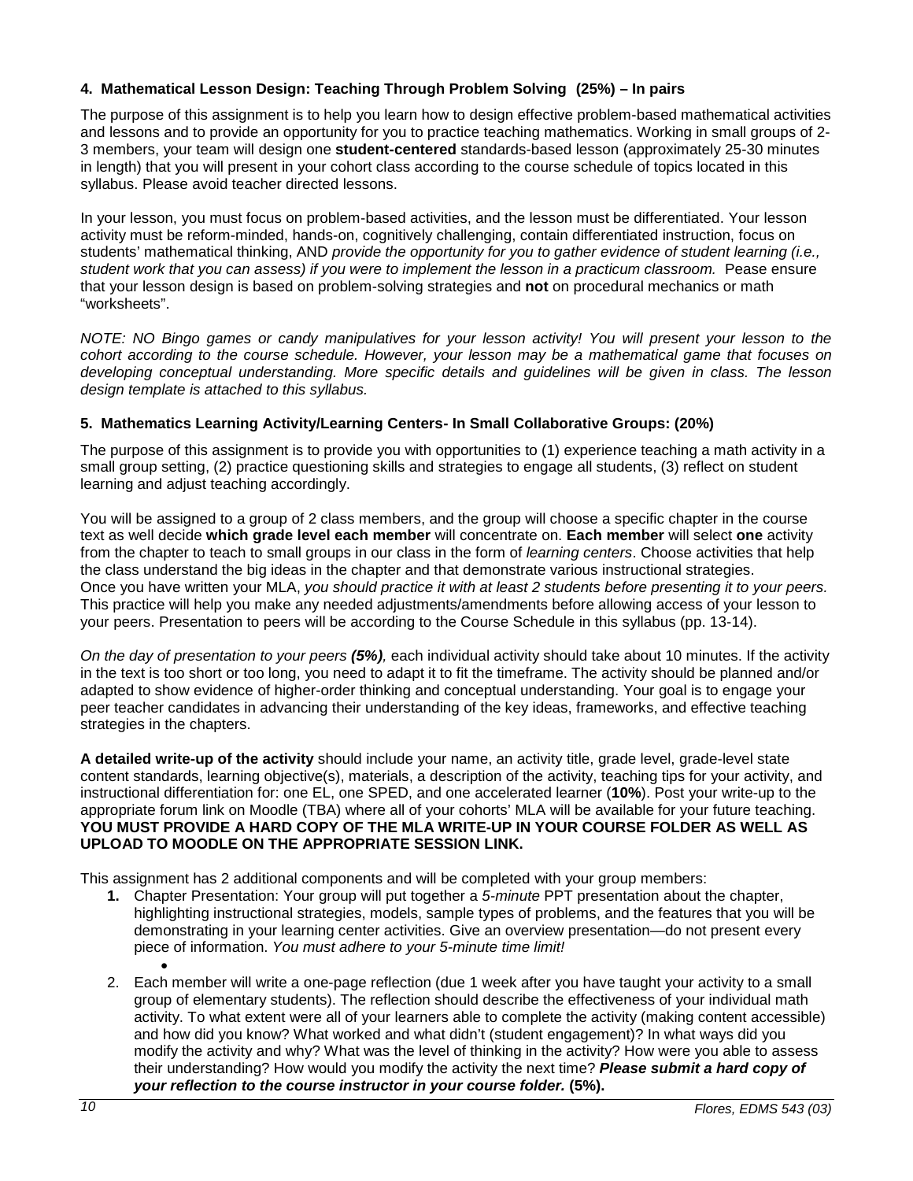**4. Mathematical Lesson Design: Teaching Through Problem Solving (25%) – In pairs**

The purpose of this assignment is to help you learn how to design effective problem-based mathematical activities and lessons and to provide an opportunity for you to practice teaching mathematics. Working in small groups of 2-3 members, your team will design one **student-centered** standards-based lesson (approximately 25-30 minutes in length) that you will present in your cohort class according to the course schedule of topics located in this syllabus. Please avoid teacher directed lessons.

In your lesson, you must focus on problem-based activities, and the lesson must be differentiated. Your lesson activity must be reform-minded, hands-on, cognitively challenging, contain differentiated instruction, focus on students' mathematical thinking, AND *provide the opportunity for you to gather evidence of student learning (i.e., student work that you can assess) if you were to implement the lesson in a practicum classroom.* Pease ensure that your lesson design is based on problem-solving strategies and **not** on procedural mechanics or math "worksheets".

*NOTE: NO Bingo games or candy manipulatives for your lesson activity! You will present your lesson to the cohort according to the course schedule. However, your lesson may be a mathematical game that focuses on developing conceptual understanding. More specific details and guidelines will be given in class. The lesson design template is attached to this syllabus.*

**5. Mathematics Learning Activity/Learning Centers- In Small Collaborative Groups: (20%)**

The purpose of this assignment is to provide you with opportunities to (1) experience teaching a math activity in a small group setting, (2) practice questioning skills and strategies to engage all students, (3) reflect on student learning and adjust teaching accordingly.

You will be assigned to a group of 2 class members, and the group will choose a specific chapter in the course text as well decide **which grade level each member** will concentrate on. **Each member** will select **one** activity from the chapter to teach to small groups in our class in the form of *learning centers*. Choose activities that help the class understand the big ideas in the chapter and that demonstrate various instructional strategies. Once you have written your MLA, *you should practice it with at least 2 students before presenting it to your peers.* This practice will help you make any needed adjustments/amendments before allowing access of your lesson to your peers. Presentation to peers will be according to the Course Schedule in this syllabus (pp. 13-14).

*On the day of presentation to your peers **(5%)**,* each individual activity should take about 10 minutes. If the activity in the text is too short or too long, you need to adapt it to fit the timeframe. The activity should be planned and/or adapted to show evidence of higher-order thinking and conceptual understanding. Your goal is to engage your peer teacher candidates in advancing their understanding of the key ideas, frameworks, and effective teaching strategies in the chapters.

**A detailed write-up of the activity** should include your name, an activity title, grade level, grade-level state content standards, learning objective(s), materials, a description of the activity, teaching tips for your activity, and instructional differentiation for: one EL, one SPED, and one accelerated learner (**10%**). Post your write-up to the appropriate forum link on Moodle (TBA) where all of your cohorts' MLA will be available for your future teaching. **YOU MUST PROVIDE A HARD COPY OF THE MLA WRITE-UP IN YOUR COURSE FOLDER AS WELL AS UPLOAD TO MOODLE ON THE APPROPRIATE SESSION LINK.**

This assignment has 2 additional components and will be completed with your group members:

1. Chapter Presentation: Your group will put together a *5-minute* PPT presentation about the chapter, highlighting instructional strategies, models, sample types of problems, and the features that you will be demonstrating in your learning center activities. Give an overview presentation—do not present every piece of information. *You must adhere to your 5-minute time limit!*
2. Each member will write a one-page reflection (due 1 week after you have taught your activity to a small group of elementary students). The reflection should describe the effectiveness of your individual math activity. To what extent were all of your learners able to complete the activity (making content accessible) and how did you know? What worked and what didn't (student engagement)? In what ways did you modify the activity and why? What was the level of thinking in the activity? How were you able to assess their understanding? How would you modify the activity the next time? ***Please submit a hard copy of your reflection to the course instructor in your course folder.*** **(5%).**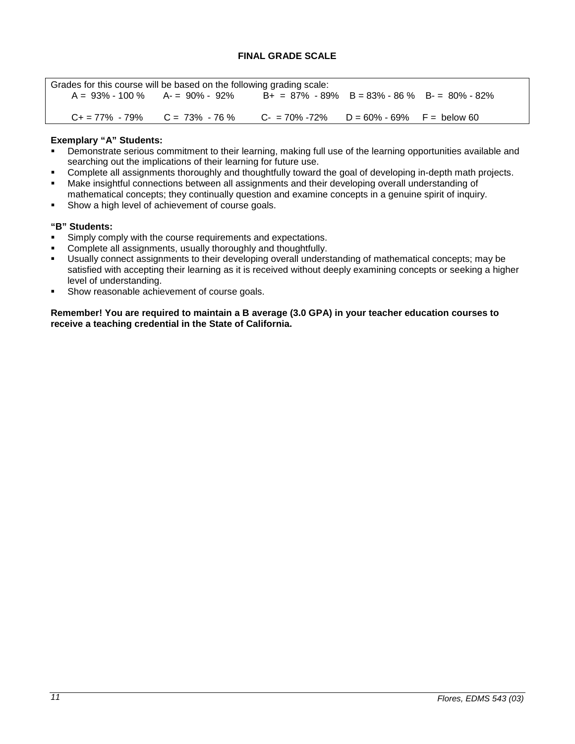## FINAL GRADE SCALE

Grades for this course will be based on the following grading scale:

A = 93% - 100 %  A- = 90% - 92%  B+ = 87% - 89%  B = 83% - 86 %  B- = 80% - 82%

C+ = 77% - 79%  C = 73% - 76 %  C- = 70% -72%  D = 60% - 69%  F = below 60

**Exemplary "A" Students:**

- Demonstrate serious commitment to their learning, making full use of the learning opportunities available and searching out the implications of their learning for future use.
- Complete all assignments thoroughly and thoughtfully toward the goal of developing in-depth math projects.
- Make insightful connections between all assignments and their developing overall understanding of mathematical concepts; they continually question and examine concepts in a genuine spirit of inquiry.
- Show a high level of achievement of course goals.

**"B" Students:**

- Simply comply with the course requirements and expectations.
- Complete all assignments, usually thoroughly and thoughtfully.
- Usually connect assignments to their developing overall understanding of mathematical concepts; may be satisfied with accepting their learning as it is received without deeply examining concepts or seeking a higher level of understanding.
- Show reasonable achievement of course goals.

**Remember! You are required to maintain a B average (3.0 GPA) in your teacher education courses to receive a teaching credential in the State of California.**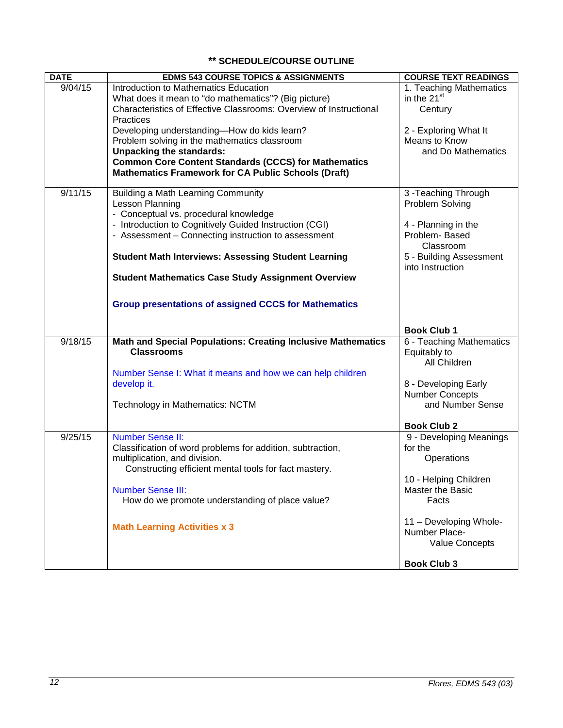## ** SCHEDULE/COURSE OUTLINE

| DATE | EDMS 543 COURSE TOPICS & ASSIGNMENTS | COURSE TEXT READINGS |
|---|---|---|
| 9/04/15 | Introduction to Mathematics Education<br>What does it mean to "do mathematics"? (Big picture)<br>Characteristics of Effective Classrooms: Overview of Instructional Practices<br>Developing understanding—How do kids learn?<br>Problem solving in the mathematics classroom<br>**Unpacking the standards:**<br>**Common Core Content Standards (CCCS) for Mathematics**<br>**Mathematics Framework for CA Public Schools (Draft)** | 1. Teaching Mathematics in the 21st Century<br><br>2 - Exploring What It Means to Know and Do Mathematics |
| 9/11/15 | Building a Math Learning Community<br>Lesson Planning<br>- Conceptual vs. procedural knowledge<br>- Introduction to Cognitively Guided Instruction (CGI)<br>- Assessment – Connecting instruction to assessment<br><br>**Student Math Interviews: Assessing Student Learning**<br><br>**Student Mathematics Case Study Assignment Overview**<br><br>**Group presentations of assigned CCCS for Mathematics** | 3 -Teaching Through Problem Solving<br><br>4 - Planning in the Problem- Based Classroom<br>5 - Building Assessment into Instruction<br><br>**Book Club 1** |
| 9/18/15 | **Math and Special Populations: Creating Inclusive Mathematics Classrooms**<br><br>Number Sense I: What it means and how we can help children develop it.<br><br>Technology in Mathematics: NCTM | 6 - Teaching Mathematics Equitably to All Children<br><br>8 - Developing Early Number Concepts and Number Sense<br><br>**Book Club 2** |
| 9/25/15 | Number Sense II:<br>Classification of word problems for addition, subtraction, multiplication, and division.<br>Constructing efficient mental tools for fact mastery.<br><br>Number Sense III:<br>How do we promote understanding of place value?<br><br>**Math Learning Activities x 3** | 9 - Developing Meanings for the Operations<br><br>10 - Helping Children Master the Basic Facts<br><br>11 – Developing Whole-Number Place-Value Concepts<br><br>**Book Club 3** |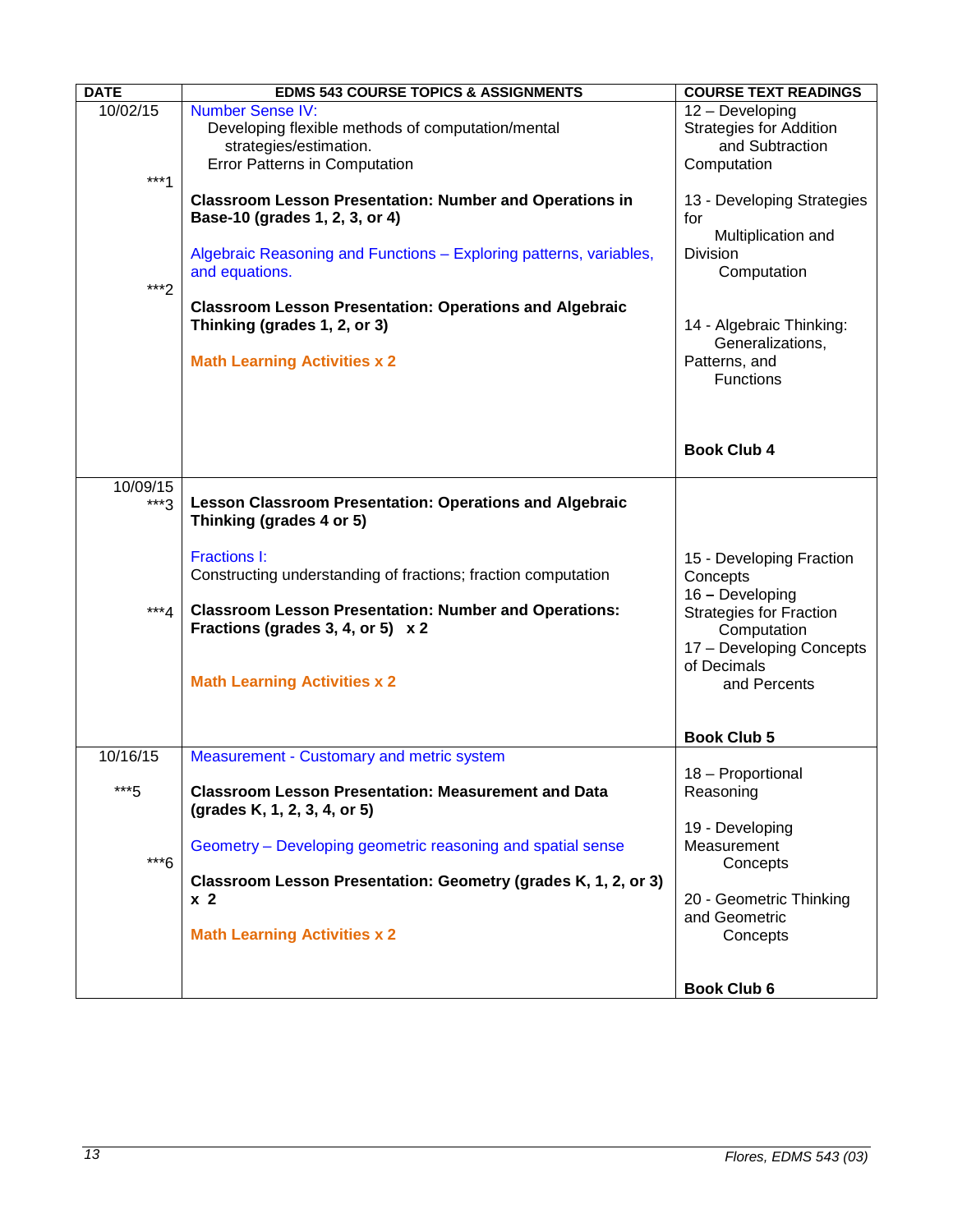| DATE | EDMS 543 COURSE TOPICS & ASSIGNMENTS | COURSE TEXT READINGS |
|---|---|---|
| 10/02/15<br><br>***1<br><br><br>***2 | Number Sense IV:<br>Developing flexible methods of computation/mental strategies/estimation.<br>Error Patterns in Computation<br><br>**Classroom Lesson Presentation: Number and Operations in Base-10 (grades 1, 2, 3, or 4)**<br><br>Algebraic Reasoning and Functions – Exploring patterns, variables, and equations.<br><br>**Classroom Lesson Presentation: Operations and Algebraic Thinking (grades 1, 2, or 3)**<br><br>**Math Learning Activities x 2** | 12 – Developing Strategies for Addition and Subtraction Computation<br><br>13 - Developing Strategies for Multiplication and Division Computation<br><br>14 - Algebraic Thinking: Generalizations, Patterns, and Functions<br><br>**Book Club 4** |
| 10/09/15<br>***3<br><br><br>***4 | **Lesson Classroom Presentation: Operations and Algebraic Thinking (grades 4 or 5)**<br><br>Fractions I:<br>Constructing understanding of fractions; fraction computation<br><br>**Classroom Lesson Presentation: Number and Operations: Fractions (grades 3, 4, or 5) x 2**<br><br>**Math Learning Activities x 2** | 15 - Developing Fraction Concepts<br>16 – Developing Strategies for Fraction Computation<br>17 – Developing Concepts of Decimals and Percents<br><br>**Book Club 5** |
| 10/16/15<br><br>***5<br><br><br>***6 | Measurement - Customary and metric system<br><br>**Classroom Lesson Presentation: Measurement and Data (grades K, 1, 2, 3, 4, or 5)**<br><br>Geometry – Developing geometric reasoning and spatial sense<br><br>**Classroom Lesson Presentation: Geometry (grades K, 1, 2, or 3) x 2**<br><br>**Math Learning Activities x 2** | 18 – Proportional Reasoning<br><br>19 - Developing Measurement Concepts<br><br>20 - Geometric Thinking and Geometric Concepts<br><br>**Book Club 6** |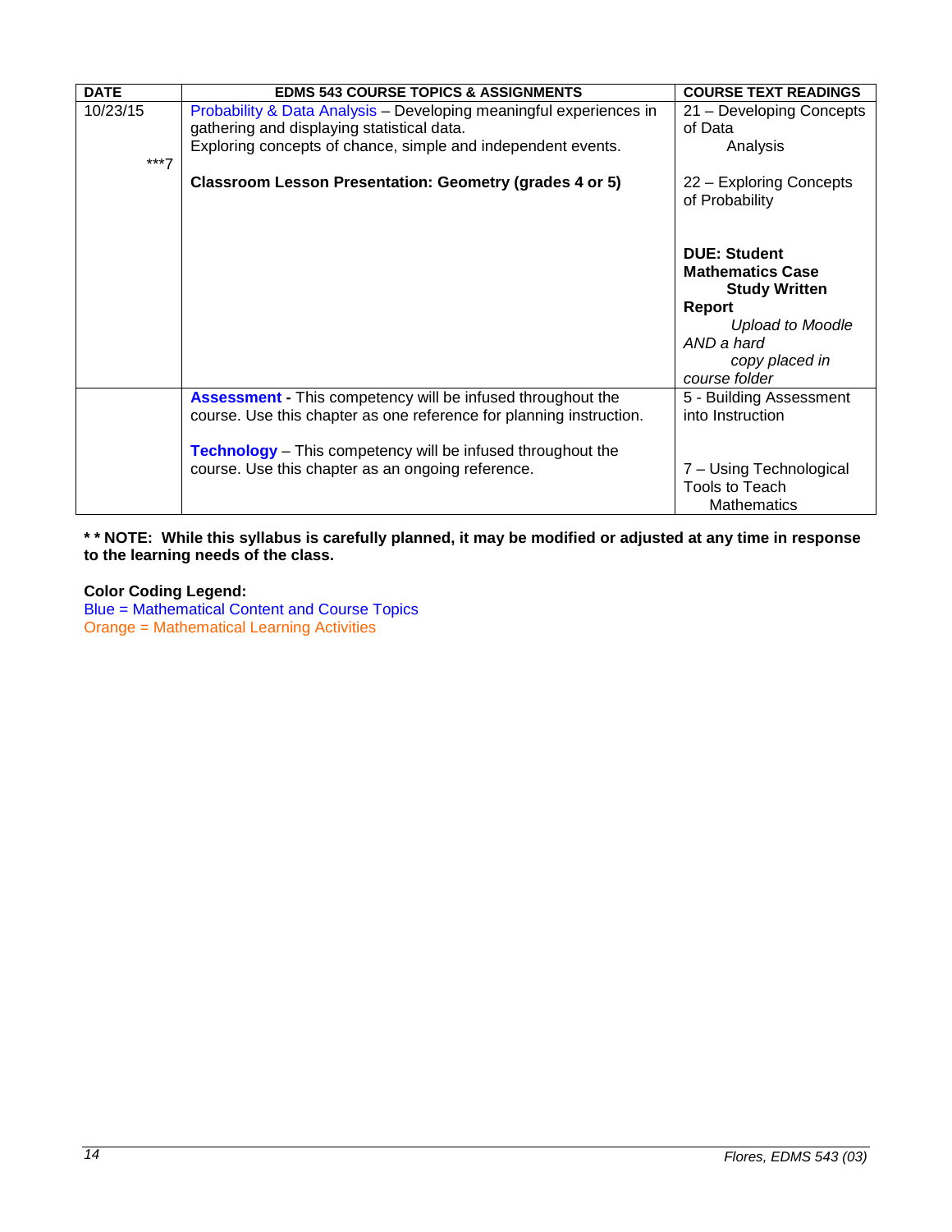| DATE | EDMS 543 COURSE TOPICS & ASSIGNMENTS | COURSE TEXT READINGS |
|---|---|---|
| 10/23/15<br><br>***7 | Probability & Data Analysis – Developing meaningful experiences in gathering and displaying statistical data.<br>Exploring concepts of chance, simple and independent events.<br><br>**Classroom Lesson Presentation: Geometry (grades 4 or 5)** | 21 – Developing Concepts of Data Analysis<br><br>22 – Exploring Concepts of Probability<br><br>**DUE: Student Mathematics Case Study Written Report**<br>*Upload to Moodle AND a hard copy placed in course folder* |
| | **Assessment -** This competency will be infused throughout the course. Use this chapter as one reference for planning instruction.<br><br>**Technology** – This competency will be infused throughout the course. Use this chapter as an ongoing reference. | 5 - Building Assessment into Instruction<br><br>7 – Using Technological Tools to Teach Mathematics |

**\* \* NOTE: While this syllabus is carefully planned, it may be modified or adjusted at any time in response to the learning needs of the class.**

**Color Coding Legend:**
Blue = Mathematical Content and Course Topics
Orange = Mathematical Learning Activities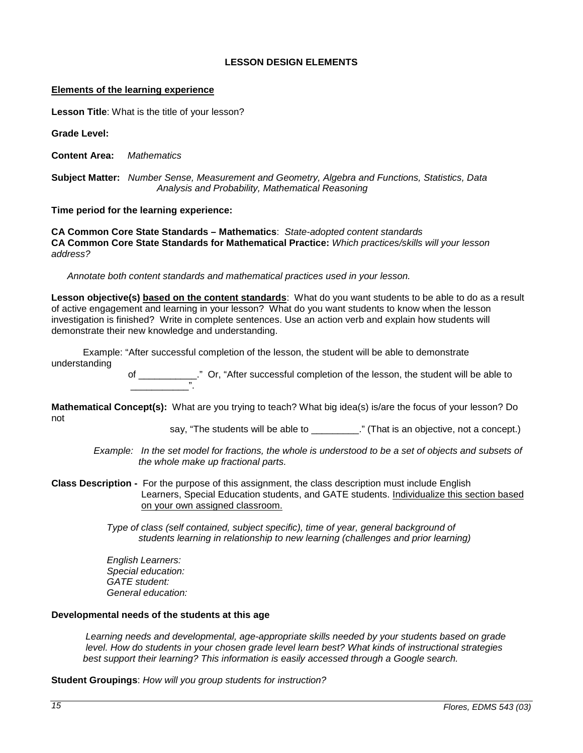## LESSON DESIGN ELEMENTS

**Elements of the learning experience**

**Lesson Title**: What is the title of your lesson?

**Grade Level:**

**Content Area:** *Mathematics*

**Subject Matter:** *Number Sense, Measurement and Geometry, Algebra and Functions, Statistics, Data Analysis and Probability, Mathematical Reasoning*

**Time period for the learning experience:**

**CA Common Core State Standards – Mathematics**: *State-adopted content standards*
**CA Common Core State Standards for Mathematical Practice:** *Which practices/skills will your lesson address?*

*Annotate both content standards and mathematical practices used in your lesson.*

**Lesson objective(s) based on the content standards**: What do you want students to be able to do as a result of active engagement and learning in your lesson? What do you want students to know when the lesson investigation is finished? Write in complete sentences. Use an action verb and explain how students will demonstrate their new knowledge and understanding.

Example: "After successful completion of the lesson, the student will be able to demonstrate understanding of ___________." Or, "After successful completion of the lesson, the student will be able to ___________".

**Mathematical Concept(s):** What are you trying to teach? What big idea(s) is/are the focus of your lesson? Do not say, "The students will be able to _________." (That is an objective, not a concept.)

*Example: In the set model for fractions, the whole is understood to be a set of objects and subsets of the whole make up fractional parts.*

**Class Description -** For the purpose of this assignment, the class description must include English Learners, Special Education students, and GATE students. Individualize this section based on your own assigned classroom.

*Type of class (self contained, subject specific), time of year, general background of students learning in relationship to new learning (challenges and prior learning)*

*English Learners:*
*Special education:*
*GATE student:*
*General education:*

**Developmental needs of the students at this age**

*Learning needs and developmental, age-appropriate skills needed by your students based on grade level. How do students in your chosen grade level learn best? What kinds of instructional strategies best support their learning? This information is easily accessed through a Google search.*

**Student Groupings**: *How will you group students for instruction?*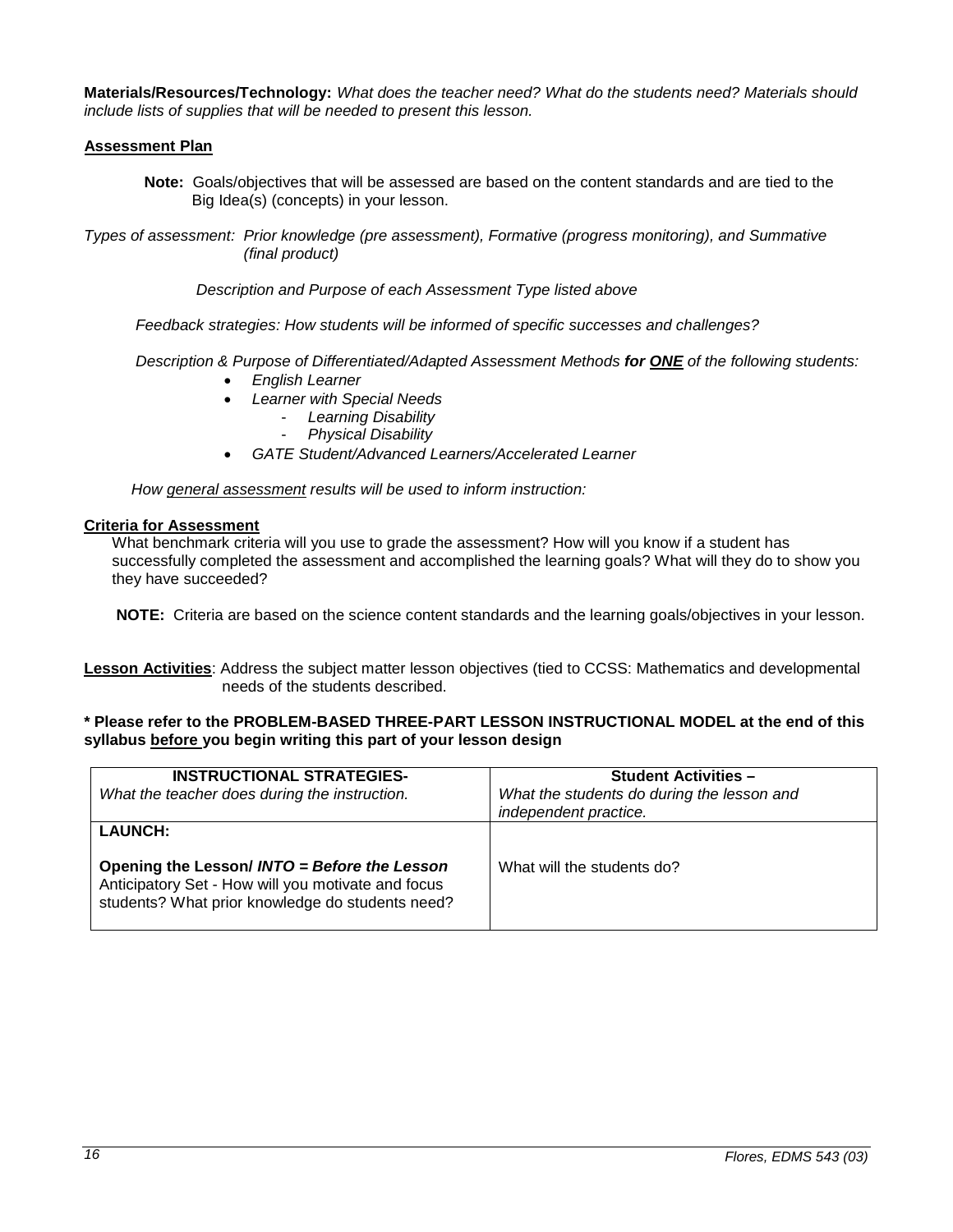**Materials/Resources/Technology:** *What does the teacher need? What do the students need? Materials should include lists of supplies that will be needed to present this lesson.*

**Assessment Plan**

**Note:** Goals/objectives that will be assessed are based on the content standards and are tied to the Big Idea(s) (concepts) in your lesson.

*Types of assessment: Prior knowledge (pre assessment), Formative (progress monitoring), and Summative (final product)*

*Description and Purpose of each Assessment Type listed above*

*Feedback strategies: How students will be informed of specific successes and challenges?*

*Description & Purpose of Differentiated/Adapted Assessment Methods **for ONE** of the following students:*

- *English Learner*
- *Learner with Special Needs*
    - *Learning Disability*
    - *Physical Disability*
- *GATE Student/Advanced Learners/Accelerated Learner*

*How general assessment results will be used to inform instruction:*

**Criteria for Assessment**

What benchmark criteria will you use to grade the assessment? How will you know if a student has successfully completed the assessment and accomplished the learning goals? What will they do to show you they have succeeded?

**NOTE:** Criteria are based on the science content standards and the learning goals/objectives in your lesson.

**Lesson Activities**: Address the subject matter lesson objectives (tied to CCSS: Mathematics and developmental needs of the students described.

**\* Please refer to the PROBLEM-BASED THREE-PART LESSON INSTRUCTIONAL MODEL at the end of this syllabus before you begin writing this part of your lesson design**

| **INSTRUCTIONAL STRATEGIES-** *What the teacher does during the instruction.* | **Student Activities –** *What the students do during the lesson and independent practice.* |
|---|---|
| **LAUNCH:** **Opening the Lesson/ *INTO = Before the Lesson*** Anticipatory Set - How will you motivate and focus students? What prior knowledge do students need? | What will the students do? |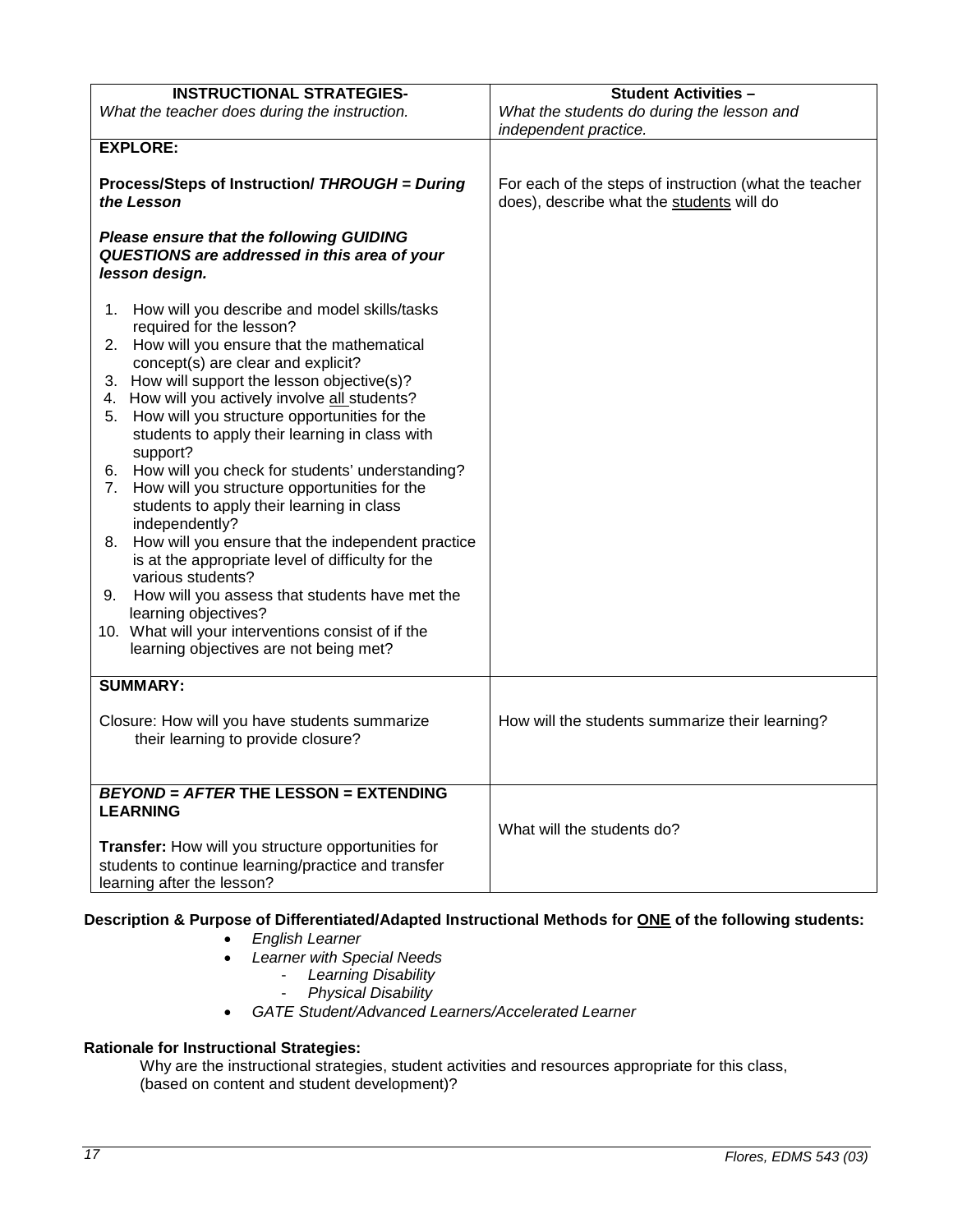| **INSTRUCTIONAL STRATEGIES-** *What the teacher does during the instruction.* | **Student Activities –** *What the students do during the lesson and independent practice.* |
|---|---|
| **EXPLORE:**<br><br>**Process/Steps of Instruction/ *THROUGH = During the Lesson***<br><br>***Please ensure that the following GUIDING QUESTIONS are addressed in this area of your lesson design.***<br><br>1. How will you describe and model skills/tasks required for the lesson?<br>2. How will you ensure that the mathematical concept(s) are clear and explicit?<br>3. How will support the lesson objective(s)?<br>4. How will you actively involve <u>all</u> students?<br>5. How will you structure opportunities for the students to apply their learning in class with support?<br>6. How will you check for students' understanding?<br>7. How will you structure opportunities for the students to apply their learning in class independently?<br>8. How will you ensure that the independent practice is at the appropriate level of difficulty for the various students?<br>9. How will you assess that students have met the learning objectives?<br>10. What will your interventions consist of if the learning objectives are not being met? | For each of the steps of instruction (what the teacher does), describe what the <u>students</u> will do |
| **SUMMARY:**<br><br>Closure: How will you have students summarize their learning to provide closure? | How will the students summarize their learning? |
| ***BEYOND = AFTER* THE LESSON = EXTENDING LEARNING**<br><br>**Transfer:** How will you structure opportunities for students to continue learning/practice and transfer learning after the lesson? | What will the students do? |

**Description & Purpose of Differentiated/Adapted Instructional Methods for <u>ONE</u> of the following students:**

- *English Learner*
- *Learner with Special Needs*
  - *Learning Disability*
  - *Physical Disability*
- *GATE Student/Advanced Learners/Accelerated Learner*

**Rationale for Instructional Strategies:**

Why are the instructional strategies, student activities and resources appropriate for this class, (based on content and student development)?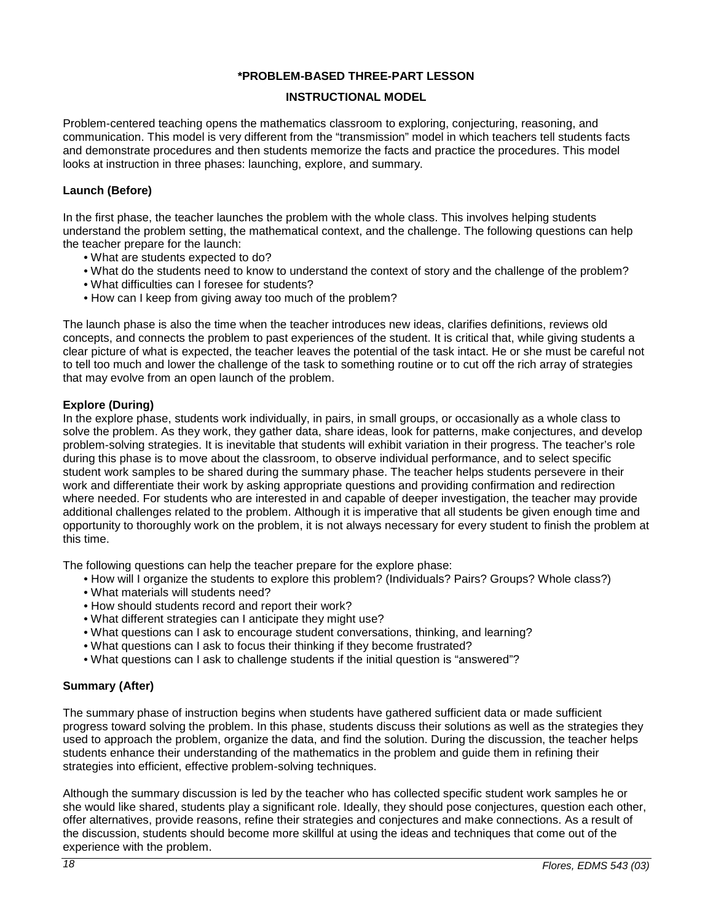## *PROBLEM-BASED THREE-PART LESSON

## INSTRUCTIONAL MODEL

Problem-centered teaching opens the mathematics classroom to exploring, conjecturing, reasoning, and communication. This model is very different from the "transmission" model in which teachers tell students facts and demonstrate procedures and then students memorize the facts and practice the procedures. This model looks at instruction in three phases: launching, explore, and summary.

### Launch (Before)

In the first phase, the teacher launches the problem with the whole class. This involves helping students understand the problem setting, the mathematical context, and the challenge. The following questions can help the teacher prepare for the launch:

- What are students expected to do?
- What do the students need to know to understand the context of story and the challenge of the problem?
- What difficulties can I foresee for students?
- How can I keep from giving away too much of the problem?

The launch phase is also the time when the teacher introduces new ideas, clarifies definitions, reviews old concepts, and connects the problem to past experiences of the student. It is critical that, while giving students a clear picture of what is expected, the teacher leaves the potential of the task intact. He or she must be careful not to tell too much and lower the challenge of the task to something routine or to cut off the rich array of strategies that may evolve from an open launch of the problem.

### Explore (During)

In the explore phase, students work individually, in pairs, in small groups, or occasionally as a whole class to solve the problem. As they work, they gather data, share ideas, look for patterns, make conjectures, and develop problem-solving strategies. It is inevitable that students will exhibit variation in their progress. The teacher's role during this phase is to move about the classroom, to observe individual performance, and to select specific student work samples to be shared during the summary phase. The teacher helps students persevere in their work and differentiate their work by asking appropriate questions and providing confirmation and redirection where needed. For students who are interested in and capable of deeper investigation, the teacher may provide additional challenges related to the problem. Although it is imperative that all students be given enough time and opportunity to thoroughly work on the problem, it is not always necessary for every student to finish the problem at this time.

The following questions can help the teacher prepare for the explore phase:

- How will I organize the students to explore this problem? (Individuals? Pairs? Groups? Whole class?)
- What materials will students need?
- How should students record and report their work?
- What different strategies can I anticipate they might use?
- What questions can I ask to encourage student conversations, thinking, and learning?
- What questions can I ask to focus their thinking if they become frustrated?
- What questions can I ask to challenge students if the initial question is "answered"?

### Summary (After)

The summary phase of instruction begins when students have gathered sufficient data or made sufficient progress toward solving the problem. In this phase, students discuss their solutions as well as the strategies they used to approach the problem, organize the data, and find the solution. During the discussion, the teacher helps students enhance their understanding of the mathematics in the problem and guide them in refining their strategies into efficient, effective problem-solving techniques.

Although the summary discussion is led by the teacher who has collected specific student work samples he or she would like shared, students play a significant role. Ideally, they should pose conjectures, question each other, offer alternatives, provide reasons, refine their strategies and conjectures and make connections. As a result of the discussion, students should become more skillful at using the ideas and techniques that come out of the experience with the problem.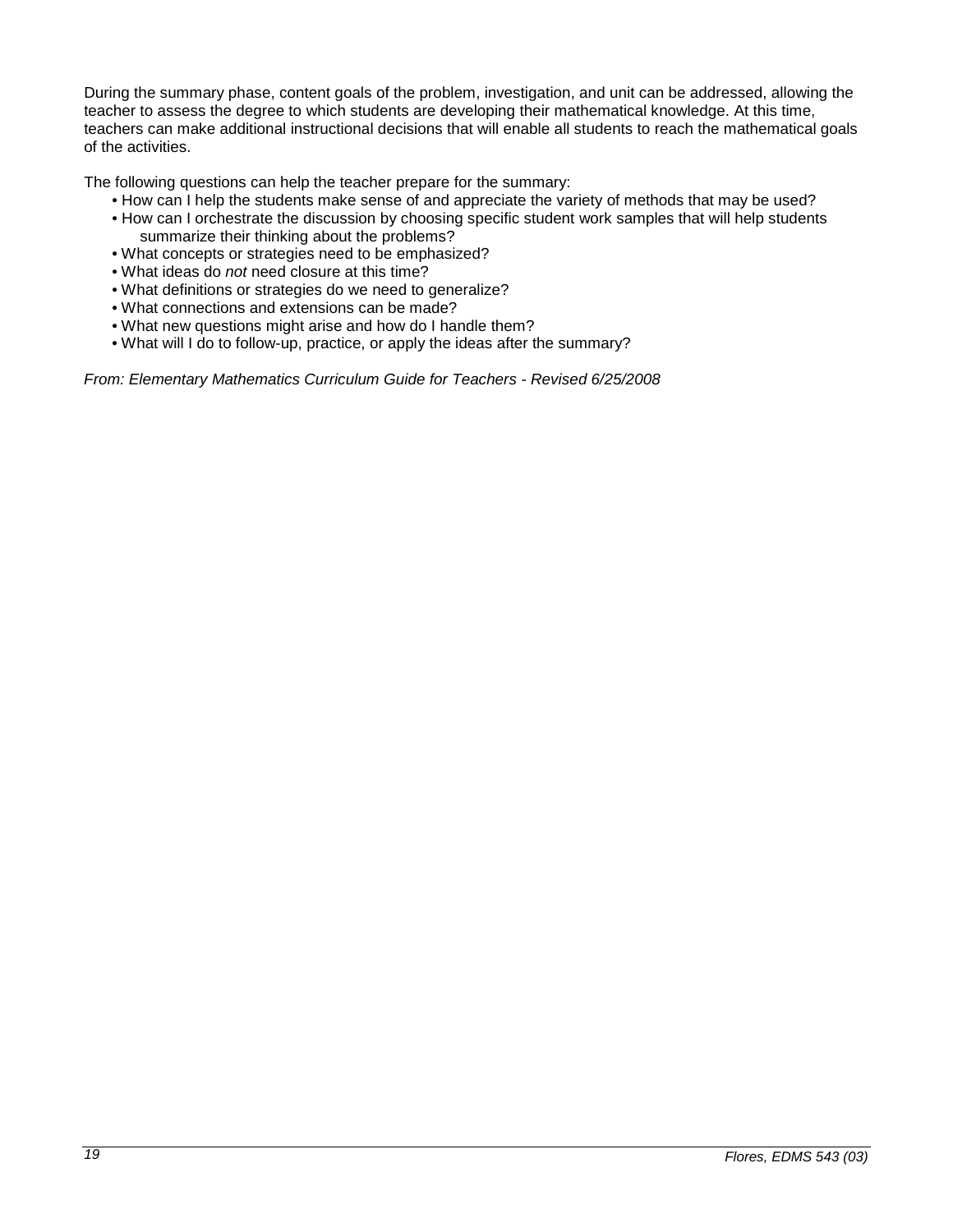During the summary phase, content goals of the problem, investigation, and unit can be addressed, allowing the teacher to assess the degree to which students are developing their mathematical knowledge. At this time, teachers can make additional instructional decisions that will enable all students to reach the mathematical goals of the activities.

The following questions can help the teacher prepare for the summary:

- How can I help the students make sense of and appreciate the variety of methods that may be used?
- How can I orchestrate the discussion by choosing specific student work samples that will help students summarize their thinking about the problems?
- What concepts or strategies need to be emphasized?
- What ideas do *not* need closure at this time?
- What definitions or strategies do we need to generalize?
- What connections and extensions can be made?
- What new questions might arise and how do I handle them?
- What will I do to follow-up, practice, or apply the ideas after the summary?

*From: Elementary Mathematics Curriculum Guide for Teachers - Revised 6/25/2008*